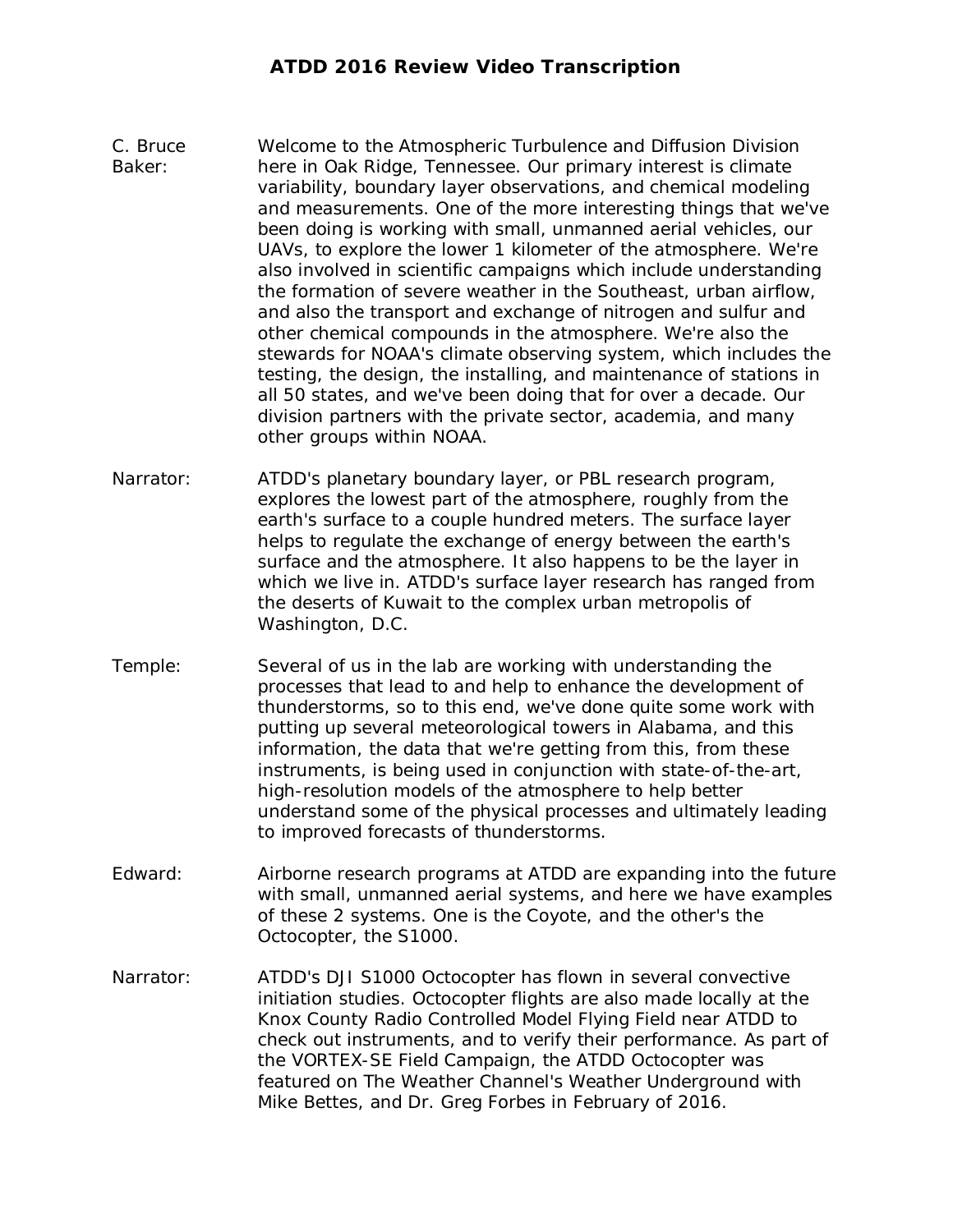# ATDD 2016 Review Video Transcription

**C. Bruce Baker:** Welcome to the Atmospheric Turbulence and Diffusion Division here in Oak Ridge, Tennessee. Our primary interest is climate variability, boundary layer observations, and chemical modeling and measurements. One of the more interesting things that we've been doing is working with small, unmanned aerial vehicles, our UAVs, to explore the lower 1 kilometer of the atmosphere. We're also involved in scientific campaigns which include understanding the formation of severe weather in the Southeast, urban airflow, and also the transport and exchange of nitrogen and sulfur and other chemical compounds in the atmosphere. We're also the stewards for NOAA's climate observing system, which includes the testing, the design, the installing, and maintenance of stations in all 50 states, and we've been doing that for over a decade. Our division partners with the private sector, academia, and many other groups within NOAA.

**Narrator:** ATDD's planetary boundary layer, or PBL research program, explores the lowest part of the atmosphere, roughly from the earth's surface to a couple hundred meters. The surface layer helps to regulate the exchange of energy between the earth's surface and the atmosphere. It also happens to be the layer in which we live in. ATDD's surface layer research has ranged from the deserts of Kuwait to the complex urban metropolis of Washington, D.C.

**Temple:** Several of us in the lab are working with understanding the processes that lead to and help to enhance the development of thunderstorms, so to this end, we've done quite some work with putting up several meteorological towers in Alabama, and this information, the data that we're getting from this, from these instruments, is being used in conjunction with state-of-the-art, high-resolution models of the atmosphere to help better understand some of the physical processes and ultimately leading to improved forecasts of thunderstorms.

**Edward:** Airborne research programs at ATDD are expanding into the future with small, unmanned aerial systems, and here we have examples of these 2 systems. One is the Coyote, and the other's the Octocopter, the S1000.

**Narrator:** ATDD's DJI S1000 Octocopter has flown in several convective initiation studies. Octocopter flights are also made locally at the Knox County Radio Controlled Model Flying Field near ATDD to check out instruments, and to verify their performance. As part of the VORTEX-SE Field Campaign, the ATDD Octocopter was featured on The Weather Channel's Weather Underground with Mike Bettes, and Dr. Greg Forbes in February of 2016.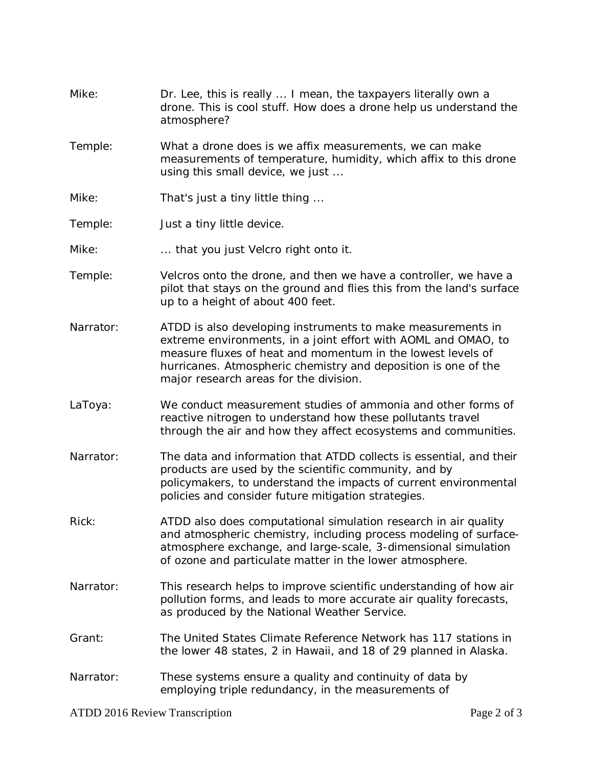Mike: Dr. Lee, this is really ... I mean, the taxpayers literally own a drone. This is cool stuff. How does a drone help us understand the atmosphere?

Temple: What a drone does is we affix measurements, we can make measurements of temperature, humidity, which affix to this drone using this small device, we just ...

Mike: That's just a tiny little thing ...

Temple: Just a tiny little device.

Mike: ... that you just Velcro right onto it.

Temple: Velcros onto the drone, and then we have a controller, we have a pilot that stays on the ground and flies this from the land's surface up to a height of about 400 feet.

Narrator: ATDD is also developing instruments to make measurements in extreme environments, in a joint effort with AOML and OMAO, to measure fluxes of heat and momentum in the lowest levels of hurricanes. Atmospheric chemistry and deposition is one of the major research areas for the division.

LaToya: We conduct measurement studies of ammonia and other forms of reactive nitrogen to understand how these pollutants travel through the air and how they affect ecosystems and communities.

Narrator: The data and information that ATDD collects is essential, and their products are used by the scientific community, and by policymakers, to understand the impacts of current environmental policies and consider future mitigation strategies.

Rick: ATDD also does computational simulation research in air quality and atmospheric chemistry, including process modeling of surface-atmosphere exchange, and large-scale, 3-dimensional simulation of ozone and particulate matter in the lower atmosphere.

Narrator: This research helps to improve scientific understanding of how air pollution forms, and leads to more accurate air quality forecasts, as produced by the National Weather Service.

Grant: The United States Climate Reference Network has 117 stations in the lower 48 states, 2 in Hawaii, and 18 of 29 planned in Alaska.

Narrator: These systems ensure a quality and continuity of data by employing triple redundancy, in the measurements of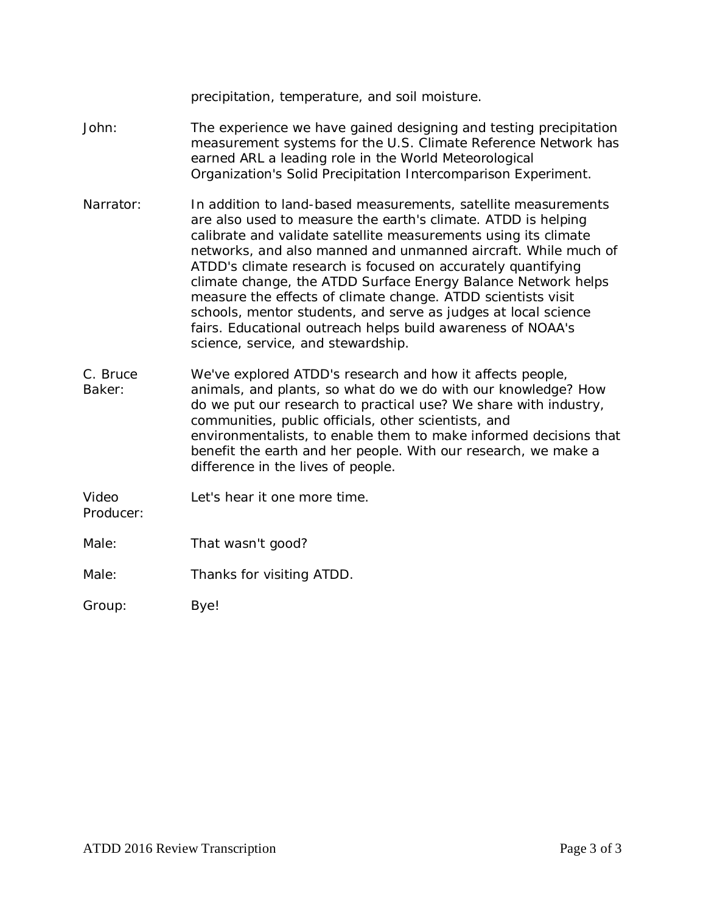precipitation, temperature, and soil moisture.

John: The experience we have gained designing and testing precipitation measurement systems for the U.S. Climate Reference Network has earned ARL a leading role in the World Meteorological Organization's Solid Precipitation Intercomparison Experiment.

Narrator: In addition to land-based measurements, satellite measurements are also used to measure the earth's climate. ATDD is helping calibrate and validate satellite measurements using its climate networks, and also manned and unmanned aircraft. While much of ATDD's climate research is focused on accurately quantifying climate change, the ATDD Surface Energy Balance Network helps measure the effects of climate change. ATDD scientists visit schools, mentor students, and serve as judges at local science fairs. Educational outreach helps build awareness of NOAA's science, service, and stewardship.

C. Bruce Baker: We've explored ATDD's research and how it affects people, animals, and plants, so what do we do with our knowledge? How do we put our research to practical use? We share with industry, communities, public officials, other scientists, and environmentalists, to enable them to make informed decisions that benefit the earth and her people. With our research, we make a difference in the lives of people.

Video Producer: Let's hear it one more time.

Male: That wasn't good?

Male: Thanks for visiting ATDD.

Group: Bye!